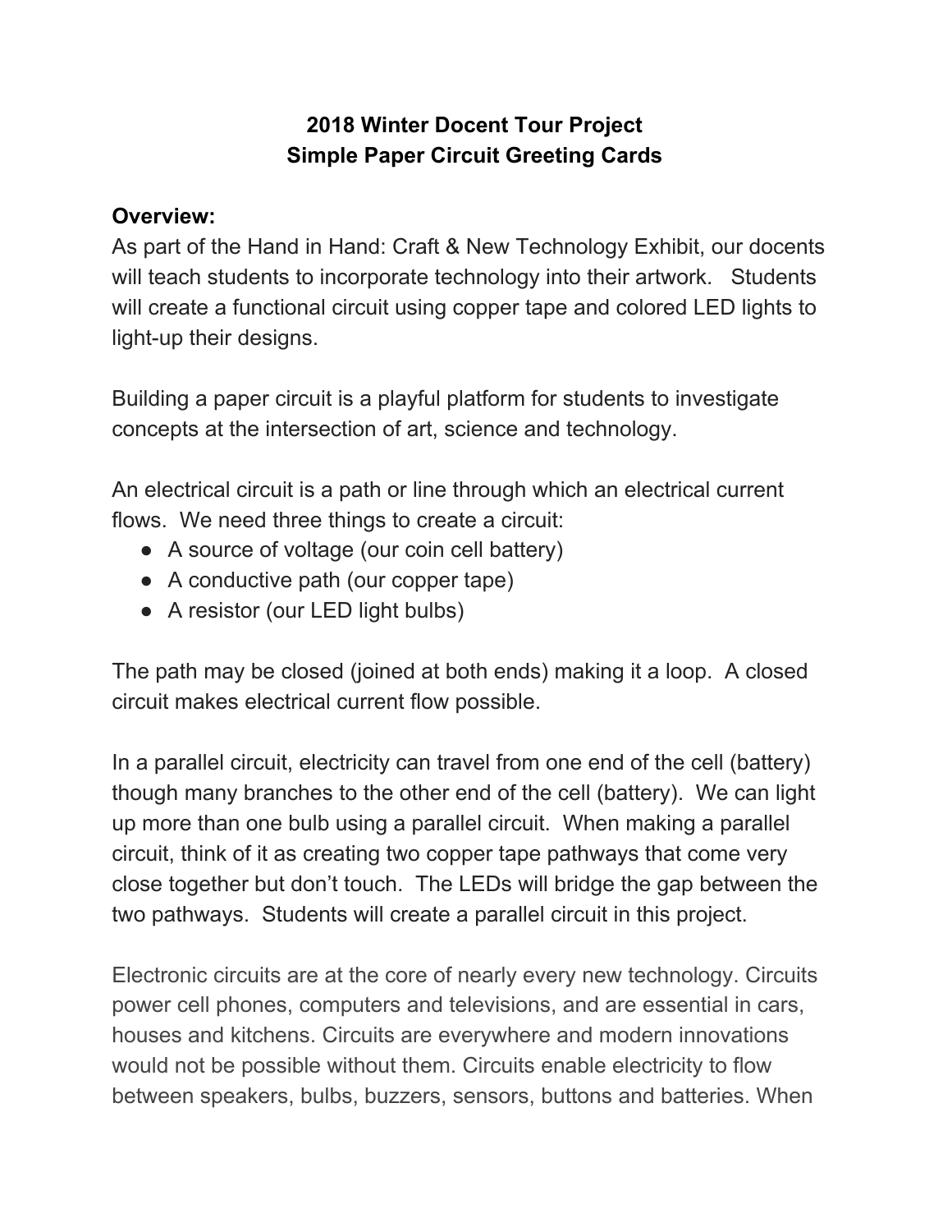**2018 Winter Docent Tour Project**
**Simple Paper Circuit Greeting Cards**

**Overview:**
As part of the Hand in Hand: Craft & New Technology Exhibit, our docents will teach students to incorporate technology into their artwork. Students will create a functional circuit using copper tape and colored LED lights to light-up their designs.

Building a paper circuit is a playful platform for students to investigate concepts at the intersection of art, science and technology.

An electrical circuit is a path or line through which an electrical current flows. We need three things to create a circuit:

- A source of voltage (our coin cell battery)
- A conductive path (our copper tape)
- A resistor (our LED light bulbs)

The path may be closed (joined at both ends) making it a loop. A closed circuit makes electrical current flow possible.

In a parallel circuit, electricity can travel from one end of the cell (battery) though many branches to the other end of the cell (battery). We can light up more than one bulb using a parallel circuit. When making a parallel circuit, think of it as creating two copper tape pathways that come very close together but don't touch. The LEDs will bridge the gap between the two pathways. Students will create a parallel circuit in this project.

Electronic circuits are at the core of nearly every new technology. Circuits power cell phones, computers and televisions, and are essential in cars, houses and kitchens. Circuits are everywhere and modern innovations would not be possible without them. Circuits enable electricity to flow between speakers, bulbs, buzzers, sensors, buttons and batteries. When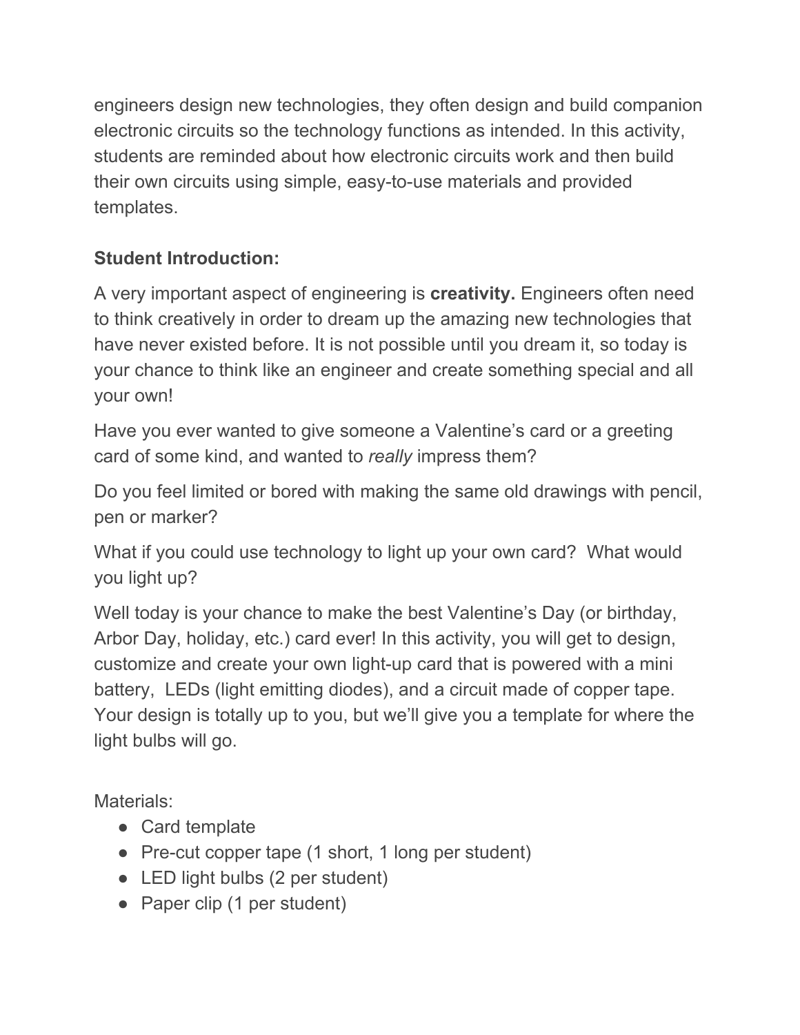engineers design new technologies, they often design and build companion electronic circuits so the technology functions as intended. In this activity, students are reminded about how electronic circuits work and then build their own circuits using simple, easy-to-use materials and provided templates.

**Student Introduction:**

A very important aspect of engineering is **creativity.** Engineers often need to think creatively in order to dream up the amazing new technologies that have never existed before. It is not possible until you dream it, so today is your chance to think like an engineer and create something special and all your own!

Have you ever wanted to give someone a Valentine's card or a greeting card of some kind, and wanted to *really* impress them?

Do you feel limited or bored with making the same old drawings with pencil, pen or marker?

What if you could use technology to light up your own card? What would you light up?

Well today is your chance to make the best Valentine's Day (or birthday, Arbor Day, holiday, etc.) card ever! In this activity, you will get to design, customize and create your own light-up card that is powered with a mini battery, LEDs (light emitting diodes), and a circuit made of copper tape. Your design is totally up to you, but we'll give you a template for where the light bulbs will go.

Materials:

- Card template
- Pre-cut copper tape (1 short, 1 long per student)
- LED light bulbs (2 per student)
- Paper clip (1 per student)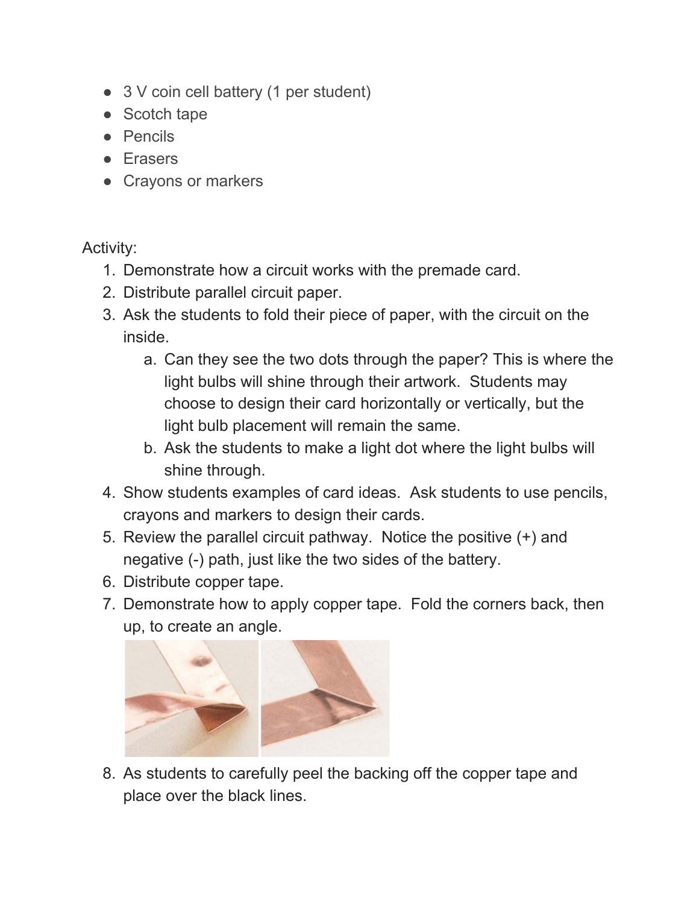- 3 V coin cell battery (1 per student)
- Scotch tape
- Pencils
- Erasers
- Crayons or markers

Activity:

1. Demonstrate how a circuit works with the premade card.
2. Distribute parallel circuit paper.
3. Ask the students to fold their piece of paper, with the circuit on the inside.
   a. Can they see the two dots through the paper? This is where the light bulbs will shine through their artwork. Students may choose to design their card horizontally or vertically, but the light bulb placement will remain the same.
   b. Ask the students to make a light dot where the light bulbs will shine through.
4. Show students examples of card ideas. Ask students to use pencils, crayons and markers to design their cards.
5. Review the parallel circuit pathway. Notice the positive (+) and negative (-) path, just like the two sides of the battery.
6. Distribute copper tape.
7. Demonstrate how to apply copper tape. Fold the corners back, then up, to create an angle.
8. As students to carefully peel the backing off the copper tape and place over the black lines.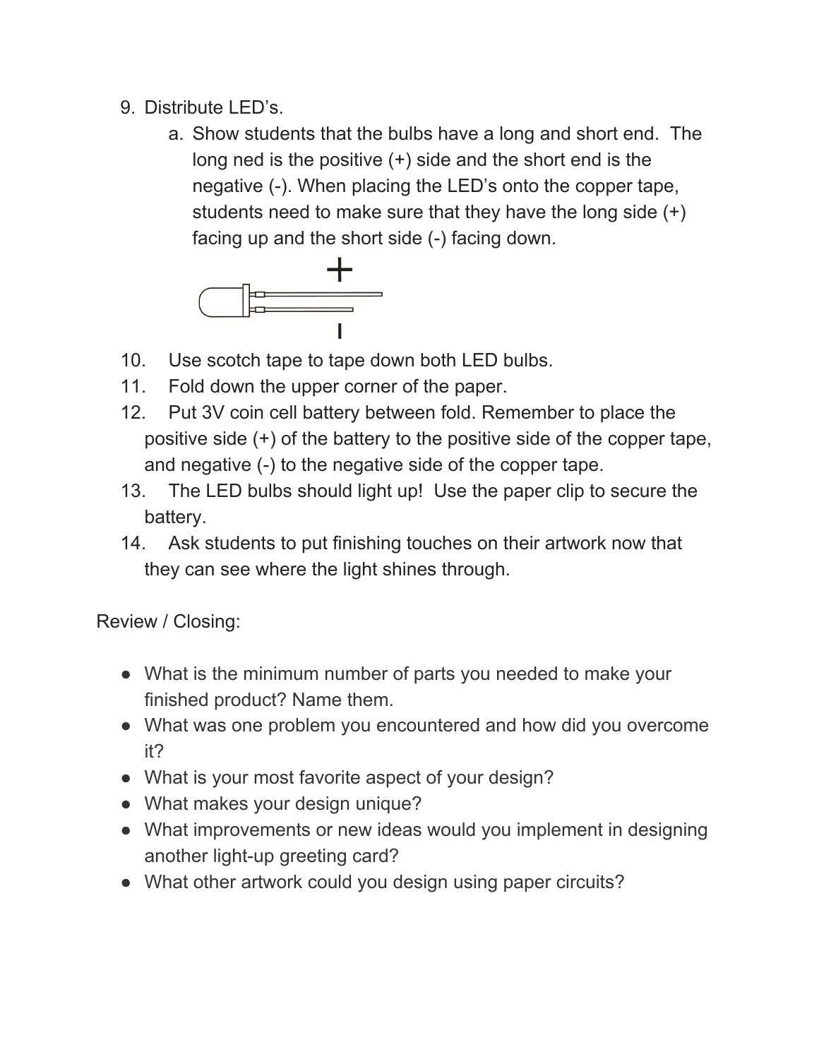9. Distribute LED's.
    a. Show students that the bulbs have a long and short end. The long ned is the positive (+) side and the short end is the negative (-). When placing the LED's onto the copper tape, students need to make sure that they have the long side (+) facing up and the short side (-) facing down.

+

-

10. Use scotch tape to tape down both LED bulbs.
11. Fold down the upper corner of the paper.
12. Put 3V coin cell battery between fold. Remember to place the positive side (+) of the battery to the positive side of the copper tape, and negative (-) to the negative side of the copper tape.
13. The LED bulbs should light up! Use the paper clip to secure the battery.
14. Ask students to put finishing touches on their artwork now that they can see where the light shines through.

Review / Closing:

- What is the minimum number of parts you needed to make your finished product? Name them.
- What was one problem you encountered and how did you overcome it?
- What is your most favorite aspect of your design?
- What makes your design unique?
- What improvements or new ideas would you implement in designing another light-up greeting card?
- What other artwork could you design using paper circuits?